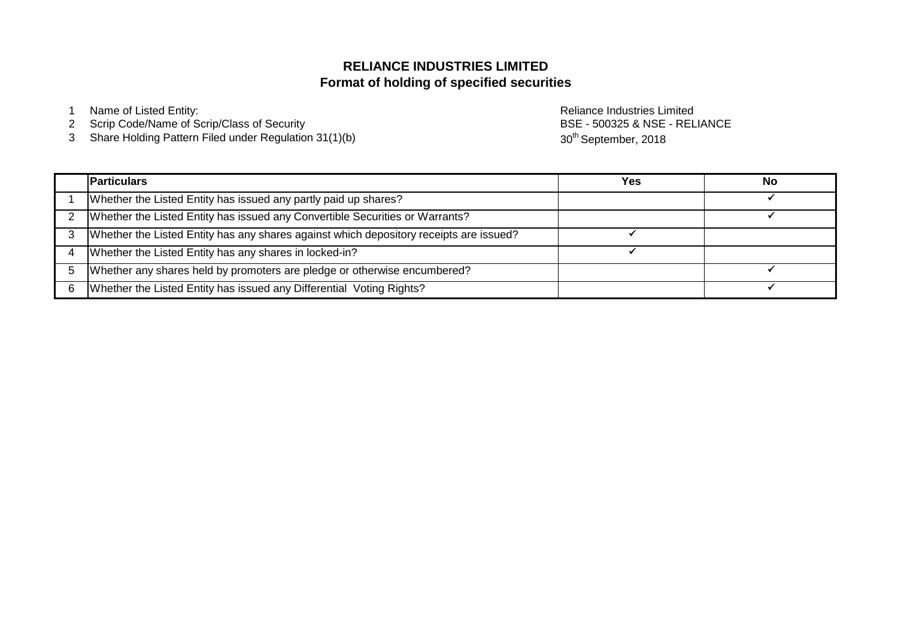# RELIANCE INDUSTRIES LIMITED
## Format of holding of specified securities

| | | |
|---|---|---|
| 1 | Name of Listed Entity: | Reliance Industries Limited |
| 2 | Scrip Code/Name of Scrip/Class of Security | BSE - 500325 & NSE - RELIANCE |
| 3 | Share Holding Pattern Filed under Regulation 31(1)(b) | 30th September, 2018 |

| | Particulars | Yes | No |
|---|---|---|---|
| 1 | Whether the Listed Entity has issued any partly paid up shares? | | ✓ |
| 2 | Whether the Listed Entity has issued any Convertible Securities or Warrants? | | ✓ |
| 3 | Whether the Listed Entity has any shares against which depository receipts are issued? | ✓ | |
| 4 | Whether the Listed Entity has any shares in locked-in? | ✓ | |
| 5 | Whether any shares held by promoters are pledge or otherwise encumbered? | | ✓ |
| 6 | Whether the Listed Entity has issued any Differential Voting Rights? | | ✓ |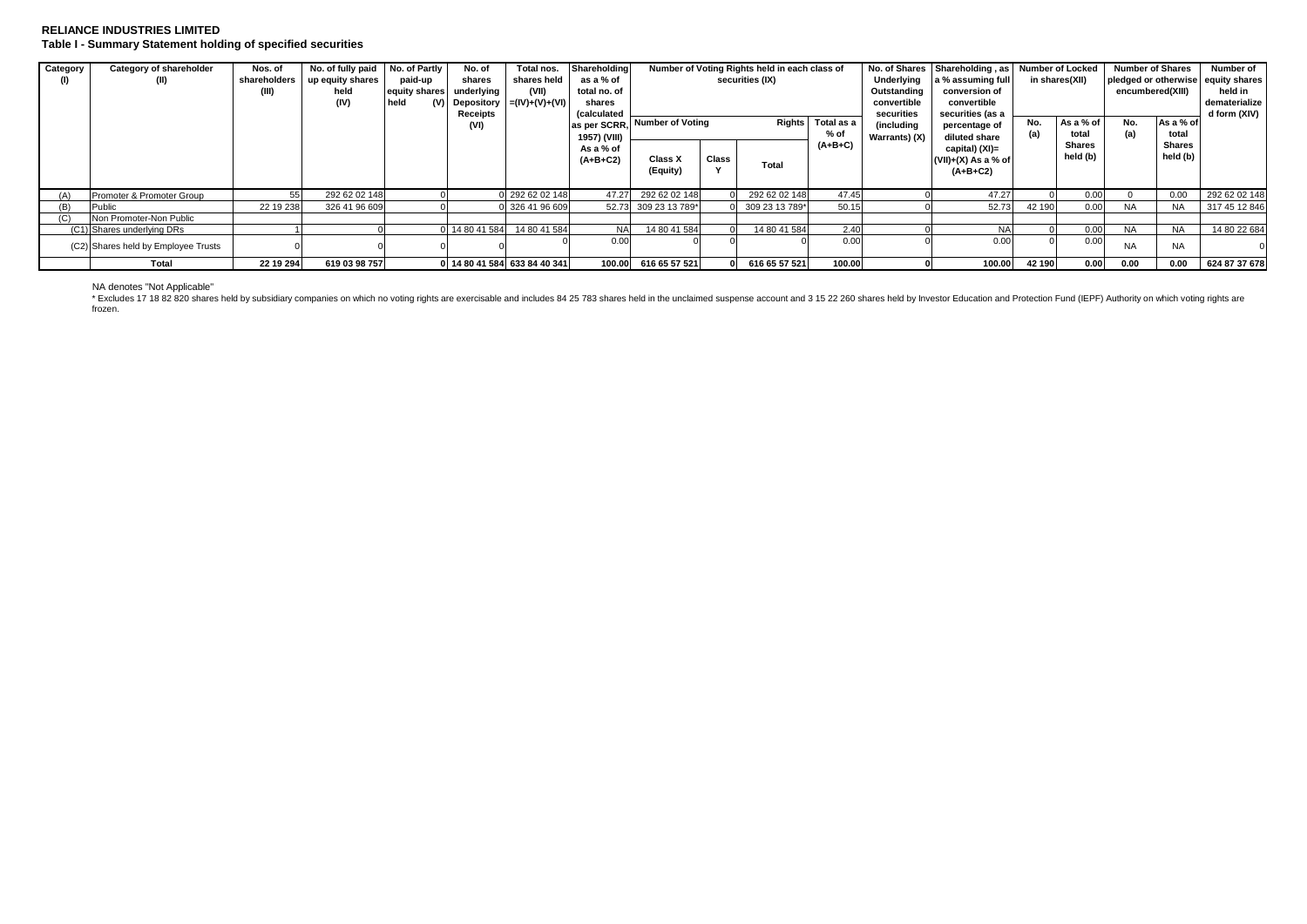**RELIANCE INDUSTRIES LIMITED**

**Table I - Summary Statement holding of specified securities**

| Category (I) | Category of shareholder (II) | Nos. of shareholders (III) | No. of fully paid up equity shares held (IV) | No. of Partly paid-up equity shares held (V) | No. of shares underlying Depository Receipts (VI) | Total nos. shares held (VII) =(IV)+(V)+(VI) | Shareholding as a % of total no. of shares (calculated as per SCRR, 1957) (VIII) As a % of (A+B+C2) | Number of Voting Rights held in each class of securities (IX) | | | | No. of Shares Underlying Outstanding convertible securities (including Warrants) (X) | Shareholding , as a % assuming full conversion of convertible securities (as a percentage of diluted share capital) (XI)= (VII)+(X) As a % of (A+B+C2) | Number of Locked in shares(XII) | | Number of Shares pledged or otherwise encumbered(XIII) | | Number of equity shares held in dematerialized form (XIV) |
|---|---|---|---|---|---|---|---|---|---|---|---|---|---|---|---|---|---|---|
| | | | | | | | | Number of Voting Rights | | | Total as a % of (A+B+C) | | | No. (a) | As a % of total Shares held (b) | No. (a) | As a % of total Shares held (b) | |
| | | | | | | | | Class X (Equity) | Class Y | Total | | | | | | | | |
| (A) | Promoter & Promoter Group | 55 | 292 62 02 148 | 0 | 0 | 292 62 02 148 | 47.27 | 292 62 02 148 | 0 | 292 62 02 148 | 47.45 | 0 | 47.27 | 0 | 0.00 | 0 | 0.00 | 292 62 02 148 |
| (B) | Public | 22 19 238 | 326 41 96 609 | 0 | 0 | 326 41 96 609 | 52.73 | 309 23 13 789* | 0 | 309 23 13 789* | 50.15 | 0 | 52.73 | 42 190 | 0.00 | NA | NA | 317 45 12 846 |
| (C) | Non Promoter-Non Public | | | | | | | | | | | | | | | | | |
| (C1) | Shares underlying DRs | 1 | 0 | 0 | 14 80 41 584 | 14 80 41 584 | NA | 14 80 41 584 | 0 | 14 80 41 584 | 2.40 | 0 | NA | 0 | 0.00 | NA | NA | 14 80 22 684 |
| (C2) | Shares held by Employee Trusts | 0 | 0 | 0 | 0 | 0 | 0.00 | 0 | 0 | 0 | 0.00 | 0 | 0.00 | 0 | 0.00 | NA | NA | 0 |
| | **Total** | **22 19 294** | **619 03 98 757** | **0** | **14 80 41 584** | **633 84 40 341** | **100.00** | **616 65 57 521** | **0** | **616 65 57 521** | **100.00** | **0** | **100.00** | **42 190** | **0.00** | **0.00** | **0.00** | **624 87 37 678** |

NA denotes "Not Applicable"

\* Excludes 17 18 82 820 shares held by subsidiary companies on which no voting rights are exercisable and includes 84 25 783 shares held in the unclaimed suspense account and 3 15 22 260 shares held by Investor Education and Protection Fund (IEPF) Authority on which voting rights are frozen.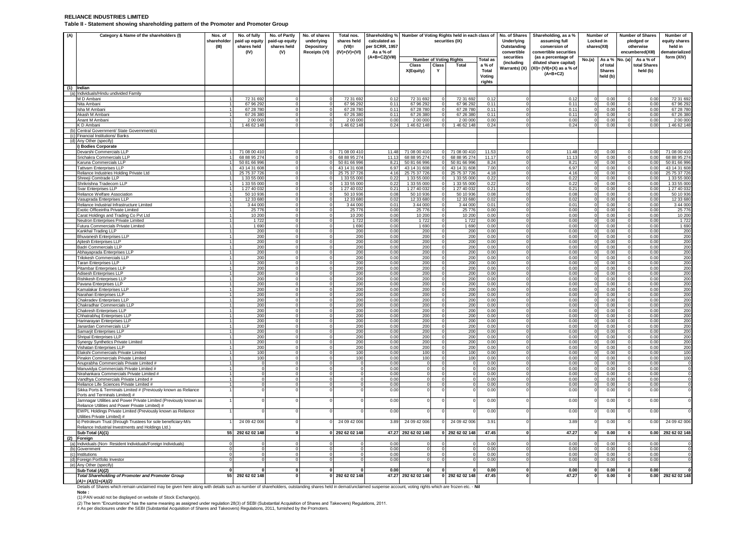**RELIANCE INDUSTRIES LIMITED**

**Table II - Statement showing shareholding pattern of the Promoter and Promoter Group**

| (A) | Category & Name of the shareholders (I) | Nos. of shareholder (III) | No. of fully paid up equity shares held (IV) | No. of Partly paid-up equity shares held (V) | No. of shares underlying Depository Receipts (VI) | Total nos. shares held (VII)= (IV)+(V)+(VI) | Shareholding % calculated as per SCRR, 1957 As a % of (A+B+C2)(VIII) | Number of Voting Rights held in each class of securities (IX) | | | | No. of Shares Underlying Outstanding convertible securities (including Warrants) (X) | Shareholding, as a % assuming full conversion of convertible securities (as a percentage of diluted share capital) (XI)= (VII)+(X) as a % of (A+B+C2) | Number of Locked in shares(XII) | | Number of Shares pledged or otherwise encumbered(XIII) | | Number of equity shares held in dematerialized form (XIV) |
|---|---|---|---|---|---|---|---|---|---|---|---|---|---|---|---|---|---|---|
| | | | | | | | | Number of Voting Rights | | | Total as a % of Total Voting rights | | | No.(a) | As a % of total Shares held (b) | No. (a) | As a % of total Shares held (b) | |
| | | | | | | | | Class X(Equity) | Class Y | Total | | | | | | | | |
| (1) | Indian | | | | | | | | | | | | | | | | | |
| (a) | Individuals/Hindu undivided Family | | | | | | | | | | | | | | | | | |
| | M D Ambani | 1 | 72 31 692 | 0 | 0 | 72 31 692 | 0.12 | 72 31 692 | 0 | 72 31 692 | 0.12 | 0 | 0.12 | 0 | 0.00 | 0 | 0.00 | 72 31 692 |
| | Nita Ambani | 1 | 67 96 292 | 0 | 0 | 67 96 292 | 0.11 | 67 96 292 | 0 | 67 96 292 | 0.11 | 0 | 0.11 | 0 | 0.00 | 0 | 0.00 | 67 96 292 |
| | Isha M Ambani | 1 | 67 28 780 | 0 | 0 | 67 28 780 | 0.11 | 67 28 780 | 0 | 67 28 780 | 0.11 | 0 | 0.11 | 0 | 0.00 | 0 | 0.00 | 67 28 780 |
| | Akash M Ambani | 1 | 67 26 380 | 0 | 0 | 67 26 380 | 0.11 | 67 26 380 | 0 | 67 26 380 | 0.11 | 0 | 0.11 | 0 | 0.00 | 0 | 0.00 | 67 26 380 |
| | Anant M Ambani | 1 | 2 00 000 | 0 | 0 | 2 00 000 | 0.00 | 2 00 000 | 0 | 2 00 000 | 0.00 | 0 | 0.00 | 0 | 0.00 | 0 | 0.00 | 2 00 000 |
| | K D Ambani | 1 | 1 46 62 148 | 0 | 0 | 1 46 62 148 | 0.24 | 1 46 62 148 | 0 | 1 46 62 148 | 0.24 | 0 | 0.24 | 0 | 0.00 | 0 | 0.00 | 1 46 62 148 |
| (b) | Central Government/ State Government(s) | | | | | | | | | | | | | | | | | |
| (c) | Financial Institutions/ Banks | | | | | | | | | | | | | | | | | |
| (d) | Any Other (specify) | | | | | | | | | | | | | | | | | |
| | i) Bodies Corporate | | | | | | | | | | | | | | | | | |
| | Devarshi Commercials LLP | 1 | 71 08 00 410 | 0 | 0 | 71 08 00 410 | 11.48 | 71 08 00 410 | 0 | 71 08 00 410 | 11.53 | 0 | 11.48 | 0 | 0.00 | 0 | 0.00 | 71 08 00 410 |
| | Srichakra Commercials LLP | 1 | 68 88 95 274 | 0 | 0 | 68 88 95 274 | 11.13 | 68 88 95 274 | 0 | 68 88 95 274 | 11.17 | 0 | 11.13 | 0 | 0.00 | 0 | 0.00 | 68 88 95 274 |
| | Karuna Commercials LLP | 1 | 50 81 66 996 | 0 | 0 | 50 81 66 996 | 8.21 | 50 81 66 996 | 0 | 50 81 66 996 | 8.24 | 0 | 8.21 | 0 | 0.00 | 0 | 0.00 | 50 81 66 996 |
| | Tattvam Enterprises LLP | 1 | 43 14 31 608 | 0 | 0 | 43 14 31 608 | 6.97 | 43 14 31 608 | 0 | 43 14 31 608 | 7.00 | 0 | 6.97 | 0 | 0.00 | 0 | 0.00 | 43 14 31 608 |
| | Reliance Industries Holding Private Ltd | 1 | 25 75 37 726 | 0 | 0 | 25 75 37 726 | 4.16 | 25 75 37 726 | 0 | 25 75 37 726 | 4.18 | 0 | 4.16 | 0 | 0.00 | 0 | 0.00 | 25 75 37 726 |
| | Shreeji Comtrade LLP | 1 | 1 33 55 000 | 0 | 0 | 1 33 55 000 | 0.22 | 1 33 55 000 | 0 | 1 33 55 000 | 0.22 | 0 | 0.22 | 0 | 0.00 | 0 | 0.00 | 1 33 55 000 |
| | Shrikrishna Tradecom LLP | 1 | 1 33 55 000 | 0 | 0 | 1 33 55 000 | 0.22 | 1 33 55 000 | 0 | 1 33 55 000 | 0.22 | 0 | 0.22 | 0 | 0.00 | 0 | 0.00 | 1 33 55 000 |
| | Svar Enterprises LLP | 1 | 1 27 40 032 | 0 | 0 | 1 27 40 032 | 0.21 | 1 27 40 032 | 0 | 1 27 40 032 | 0.21 | 0 | 0.21 | 0 | 0.00 | 0 | 0.00 | 1 27 40 032 |
| | Reliance Welfare Association | 1 | 50 10 936 | 0 | 0 | 50 10 936 | 0.08 | 50 10 936 | 0 | 50 10 936 | 0.08 | 0 | 0.08 | 0 | 0.00 | 0 | 0.00 | 50 10 936 |
| | Vasuprada Enterprises LLP | 1 | 12 33 680 | 0 | 0 | 12 33 680 | 0.02 | 12 33 680 | 0 | 12 33 680 | 0.02 | 0 | 0.02 | 0 | 0.00 | 0 | 0.00 | 12 33 680 |
| | Reliance Industrial Infrastructure Limited | 1 | 3 44 000 | 0 | 0 | 3 44 000 | 0.01 | 3 44 000 | 0 | 3 44 000 | 0.01 | 0 | 0.01 | 0 | 0.00 | 0 | 0.00 | 3 44 000 |
| | Exotic Officeinfra Private Limited | 1 | 25 776 | 0 | 0 | 25 776 | 0.00 | 25 776 | 0 | 25 776 | 0.00 | 0 | 0.00 | 0 | 0.00 | 0 | 0.00 | 25 776 |
| | Carat Holdings and Trading Co Pvt Ltd | 1 | 10 200 | 0 | 0 | 10 200 | 0.00 | 10 200 | 0 | 10 200 | 0.00 | 0 | 0.00 | 0 | 0.00 | 0 | 0.00 | 10 200 |
| | Neutron Enterprises Private Limited | 1 | 1 722 | 0 | 0 | 1 722 | 0.00 | 1 722 | 0 | 1 722 | 0.00 | 0 | 0.00 | 0 | 0.00 | 0 | 0.00 | 1 722 |
| | Futura Commercials Private Limited | 1 | 1 690 | 0 | 0 | 1 690 | 0.00 | 1 690 | 0 | 1 690 | 0.00 | 0 | 0.00 | 0 | 0.00 | 0 | 0.00 | 1 690 |
| | Kankhal Trading LLP | 1 | 200 | 0 | 0 | 200 | 0.00 | 200 | 0 | 200 | 0.00 | 0 | 0.00 | 0 | 0.00 | 0 | 0.00 | 200 |
| | Bhuvanesh Enterprises LLP | 1 | 200 | 0 | 0 | 200 | 0.00 | 200 | 0 | 200 | 0.00 | 0 | 0.00 | 0 | 0.00 | 0 | 0.00 | 200 |
| | Ajitesh Enterprises LLP | 1 | 200 | 0 | 0 | 200 | 0.00 | 200 | 0 | 200 | 0.00 | 0 | 0.00 | 0 | 0.00 | 0 | 0.00 | 200 |
| | Badri Commercials LLP | 1 | 200 | 0 | 0 | 200 | 0.00 | 200 | 0 | 200 | 0.00 | 0 | 0.00 | 0 | 0.00 | 0 | 0.00 | 200 |
| | Abhayaprada Enterprises LLP | 1 | 200 | 0 | 0 | 200 | 0.00 | 200 | 0 | 200 | 0.00 | 0 | 0.00 | 0 | 0.00 | 0 | 0.00 | 200 |
| | Trilokesh Commercials LLP | 1 | 200 | 0 | 0 | 200 | 0.00 | 200 | 0 | 200 | 0.00 | 0 | 0.00 | 0 | 0.00 | 0 | 0.00 | 200 |
| | Taran Enterprises LLP | 1 | 200 | 0 | 0 | 200 | 0.00 | 200 | 0 | 200 | 0.00 | 0 | 0.00 | 0 | 0.00 | 0 | 0.00 | 200 |
| | Pitambar Enterprises LLP | 1 | 200 | 0 | 0 | 200 | 0.00 | 200 | 0 | 200 | 0.00 | 0 | 0.00 | 0 | 0.00 | 0 | 0.00 | 200 |
| | Adisesh Enterprises LLP | 1 | 200 | 0 | 0 | 200 | 0.00 | 200 | 0 | 200 | 0.00 | 0 | 0.00 | 0 | 0.00 | 0 | 0.00 | 200 |
| | Rishikesh Enterprises LLP | 1 | 200 | 0 | 0 | 200 | 0.00 | 200 | 0 | 200 | 0.00 | 0 | 0.00 | 0 | 0.00 | 0 | 0.00 | 200 |
| | Pavana Enterprises LLP | 1 | 200 | 0 | 0 | 200 | 0.00 | 200 | 0 | 200 | 0.00 | 0 | 0.00 | 0 | 0.00 | 0 | 0.00 | 200 |
| | Kamalakar Enterprises LLP | 1 | 200 | 0 | 0 | 200 | 0.00 | 200 | 0 | 200 | 0.00 | 0 | 0.00 | 0 | 0.00 | 0 | 0.00 | 200 |
| | Narahari Enterprises LLP | 1 | 200 | 0 | 0 | 200 | 0.00 | 200 | 0 | 200 | 0.00 | 0 | 0.00 | 0 | 0.00 | 0 | 0.00 | 200 |
| | Chakradev Enterprises LLP | 1 | 200 | 0 | 0 | 200 | 0.00 | 200 | 0 | 200 | 0.00 | 0 | 0.00 | 0 | 0.00 | 0 | 0.00 | 200 |
| | Chakradhar Commercials LLP | 1 | 200 | 0 | 0 | 200 | 0.00 | 200 | 0 | 200 | 0.00 | 0 | 0.00 | 0 | 0.00 | 0 | 0.00 | 200 |
| | Chakresh Enterprises LLP | 1 | 200 | 0 | 0 | 200 | 0.00 | 200 | 0 | 200 | 0.00 | 0 | 0.00 | 0 | 0.00 | 0 | 0.00 | 200 |
| | Chhatrabhuj Enterprises LLP | 1 | 200 | 0 | 0 | 200 | 0.00 | 200 | 0 | 200 | 0.00 | 0 | 0.00 | 0 | 0.00 | 0 | 0.00 | 200 |
| | Harinarayan Enterprises LLP | 1 | 200 | 0 | 0 | 200 | 0.00 | 200 | 0 | 200 | 0.00 | 0 | 0.00 | 0 | 0.00 | 0 | 0.00 | 200 |
| | Janardan Commercials LLP | 1 | 200 | 0 | 0 | 200 | 0.00 | 200 | 0 | 200 | 0.00 | 0 | 0.00 | 0 | 0.00 | 0 | 0.00 | 200 |
| | Samarjit Enterprises LLP | 1 | 200 | 0 | 0 | 200 | 0.00 | 200 | 0 | 200 | 0.00 | 0 | 0.00 | 0 | 0.00 | 0 | 0.00 | 200 |
| | Shripal Enterprises LLP | 1 | 200 | 0 | 0 | 200 | 0.00 | 200 | 0 | 200 | 0.00 | 0 | 0.00 | 0 | 0.00 | 0 | 0.00 | 200 |
| | Synergy Synthetics Private Limited | 1 | 200 | 0 | 0 | 200 | 0.00 | 200 | 0 | 200 | 0.00 | 0 | 0.00 | 0 | 0.00 | 0 | 0.00 | 200 |
| | Vishatan Enterprises LLP | 1 | 200 | 0 | 0 | 200 | 0.00 | 200 | 0 | 200 | 0.00 | 0 | 0.00 | 0 | 0.00 | 0 | 0.00 | 200 |
| | Elakshi Commercials Private Limited | 1 | 100 | 0 | 0 | 100 | 0.00 | 100 | 0 | 100 | 0.00 | 0 | 0.00 | 0 | 0.00 | 0 | 0.00 | 100 |
| | Pinakin Commercials Private Limited | 1 | 100 | 0 | 0 | 100 | 0.00 | 100 | 0 | 100 | 0.00 | 0 | 0.00 | 0 | 0.00 | 0 | 0.00 | 100 |
| | Anuprabha Commercials Private Limited # | 1 | 0 | 0 | 0 | 0 | 0.00 | 0 | 0 | 0 | 0.00 | 0 | 0.00 | 0 | 0.00 | 0 | 0.00 | 0 |
| | Manuvidya Commercials Private Limited # | 1 | 0 | 0 | 0 | 0 | 0.00 | 0 | 0 | 0 | 0.00 | 0 | 0.00 | 0 | 0.00 | 0 | 0.00 | 0 |
| | Nirahankara Commercials Private Limited # | 1 | 0 | 0 | 0 | 0 | 0.00 | 0 | 0 | 0 | 0.00 | 0 | 0.00 | 0 | 0.00 | 0 | 0.00 | 0 |
| | Vandhya Commercials Private Limited # | 1 | 0 | 0 | 0 | 0 | 0.00 | 0 | 0 | 0 | 0.00 | 0 | 0.00 | 0 | 0.00 | 0 | 0.00 | 0 |
| | Reliance Life Sciences Private Limited # | 1 | 0 | 0 | 0 | 0 | 0.00 | 0 | 0 | 0 | 0.00 | 0 | 0.00 | 0 | 0.00 | 0 | 0.00 | 0 |
| | Sikka Ports & Terminals Limited # (Previously known as Reliance Ports and Terminals Limited) # | 1 | 0 | 0 | 0 | 0 | 0.00 | 0 | 0 | 0 | 0.00 | 0 | 0.00 | 0 | 0.00 | 0 | 0.00 | 0 |
| | Jamnagar Utilities and Power Private Limited (Previously known as Reliance Utilities and Power Private Limited) # | 1 | 0 | 0 | 0 | 0 | 0.00 | 0 | 0 | 0 | 0.00 | 0 | 0.00 | 0 | 0.00 | 0 | 0.00 | 0 |
| | EWPL Holdings Private Limited (Previously known as Reliance Utilities Private Limited) # | 1 | 0 | 0 | 0 | 0 | 0.00 | 0 | 0 | 0 | 0.00 | 0 | 0.00 | 0 | 0.00 | 0 | 0.00 | 0 |
| | ii) Petroleum Trust (through Trustees for sole beneficiary-M/s Reliance Industrial Investments and Holdings Ltd.) | 1 | 24 09 42 006 | 0 | 0 | 24 09 42 006 | 3.89 | 24 09 42 006 | 0 | 24 09 42 006 | 3.91 | 0 | 3.89 | 0 | 0.00 | 0 | 0.00 | 24 09 42 006 |
| | **Sub-Total (A)(1)** | **55** | **292 62 02 148** | **0** | **0** | **292 62 02 148** | **47.27** | **292 62 02 148** | **0** | **292 62 02 148** | **47.45** | **0** | **47.27** | **0** | **0.00** | **0** | **0.00** | **292 62 02 148** |
| (2) | **Foreign** | | | | | | | | | | | | | | | | | |
| (a) | Individuals (Non- Resident Individuals/Foreign Individuals) | 0 | 0 | 0 | 0 | 0 | 0.00 | 0 | 0 | 0 | 0.00 | 0 | 0.00 | 0 | 0.00 | 0 | 0.00 | 0 |
| (b) | Government | 0 | 0 | 0 | 0 | 0 | 0.00 | 0 | 0 | 0 | 0.00 | 0 | 0.00 | 0 | 0.00 | 0 | 0.00 | 0 |
| (c) | Institutions | 0 | 0 | 0 | 0 | 0 | 0.00 | 0 | 0 | 0 | 0.00 | 0 | 0.00 | 0 | 0.00 | 0 | 0.00 | 0 |
| (d) | Foreign Portfolio Investor | 0 | 0 | 0 | 0 | 0 | 0.00 | 0 | 0 | 0 | 0.00 | 0 | 0.00 | 0 | 0.00 | 0 | 0.00 | 0 |
| (e) | Any Other (specify) | | | | | | | | | | | | | | | | | |
| | **Sub-Total (A)(2)** | **0** | **0** | **0** | **0** | **0** | **0.00** | **0** | **0** | **0** | **0.00** | **0** | **0.00** | **0** | **0.00** | **0** | **0.00** | **0** |
| | ***Total Shareholding of Promoter and Promoter Group (A)= (A)(1)+(A)(2)*** | **55** | **292 62 02 148** | **0** | **0** | **292 62 02 148** | **47.27** | **292 62 02 148** | **0** | **292 62 02 148** | **47.45** | **0** | **47.27** | **0** | **0.00** | **0** | **0.00** | **292 62 02 148** |

Details of Shares which remain unclaimed may be given here along with details such as number of shareholders, outstanding shares held in demat/unclaimed suspense account, voting rights which are frozen etc. - **Nil**

**Note :**

(1) PAN would not be displayed on website of Stock Exchange(s).

(2) The term "Encumbrance" has the same meaning as assigned under regulation 28(3) of SEBI (Substantial Acquisition of Shares and Takeovers) Regulations, 2011.

# As per disclosures under the SEBI (Substantial Acquisition of Shares and Takeovers) Regulations, 2011, furnished by the Promoters.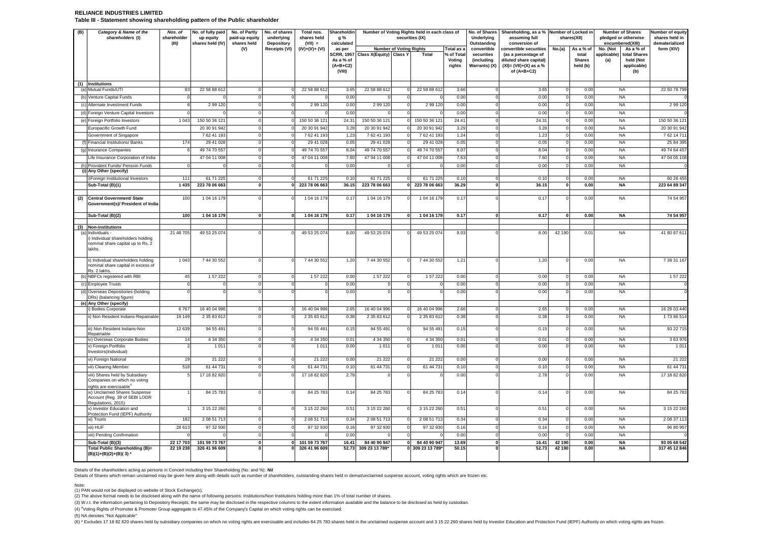**RELIANCE INDUSTRIES LIMITED**

**Table III - Statement showing shareholding pattern of the Public shareholder**

| (B) | Category & Name of the shareholders (I) | Nos. of shareholder (III) | No. of fully paid up equity shares held (IV) | No. of Partly paid-up equity shares held (V) | No. of shares underlying Depository Receipts (VI) | Total nos. shares held (VII) = (IV)+(V)+ (VI) | Shareholding % calculated as per SCRR, 1957 As a % of (A+B+C2) (VIII) | Number of Voting Rights held in each class of securities (IX) | | | | No. of Shares Underlying Outstanding convertible securities (including Warrants) (X) | Shareholding, as a % assuming full conversion of convertible securities (as a percentage of diluted share capital) (XI)= (VII)+(X) as a % of (A+B+C2) | Number of Locked in shares(XII) | | Number of Shares pledged or otherwise encumbered(XIII) | | Number of equity shares held in dematerialized form (XIV) |
|---|---|---|---|---|---|---|---|---|---|---|---|---|---|---|---|---|---|---|
| | | | | | | | | Number of Voting Rights | | | Total as a % of Total Voting rights | | | No.(a) | As a % of total Shares held (b) | No. (Not applicable) (a) | As a % of total Shares held (Not applicable) (b) | |
| | | | | | | | | Class X(Equity) | Class Y | Total | | | | | | | | |
| (1) | Institutions | | | | | | | | | | | | | | | | | |
| (a) | Mutual Funds/UTI | 93 | 22 58 88 612 | 0 | 0 | 22 58 88 612 | 3.65 | 22 58 88 612 | 0 | 22 58 88 612 | 3.66 | 0 | 3.65 | 0 | 0.00 | NA | | 22 50 78 799 |
| (b) | Venture Capital Funds | 0 | 0 | 0 | 0 | 0 | 0.00 | 0 | 0 | 0 | 0.00 | 0 | 0.00 | 0 | 0.00 | NA | | 0 |
| (c) | Alternate Investment Funds | 8 | 2 99 120 | 0 | 0 | 2 99 120 | 0.00 | 2 99 120 | 0 | 2 99 120 | 0.00 | 0 | 0.00 | 0 | 0.00 | NA | | 2 99 120 |
| (d) | Foreign Venture Capital Investors | 0 | 0 | 0 | 0 | 0 | 0.00 | 0 | 0 | 0 | 0.00 | 0 | 0.00 | 0 | 0.00 | NA | | 0 |
| (e) | Foreign Portfolio Investors | 1 043 | 150 50 36 121 | 0 | 0 | 150 50 36 121 | 24.31 | 150 50 36 121 | 0 | 150 50 36 121 | 24.41 | 0 | 24.31 | 0 | 0.00 | NA | | 150 50 36 121 |
| | Europacific Growth Fund | | 20 30 91 942 | 0 | 0 | 20 30 91 942 | 3.28 | 20 30 91 942 | 0 | 20 30 91 942 | 3.29 | 0 | 3.28 | 0 | 0.00 | NA | | 20 30 91 942 |
| | Government of Singapore | | 7 62 41 193 | 0 | 0 | 7 62 41 193 | 1.23 | 7 62 41 193 | 0 | 7 62 41 193 | 1.24 | 0 | 1.23 | 0 | 0.00 | NA | | 7 62 14 711 |
| (f) | Financial Institutions/ Banks | 174 | 29 41 028 | 0 | 0 | 29 41 028 | 0.05 | 29 41 028 | 0 | 29 41 028 | 0.05 | 0 | 0.05 | 0 | 0.00 | NA | | 25 84 395 |
| (g) | Insurance Companies | 6 | 49 74 70 557 | 0 | 0 | 49 74 70 557 | 8.04 | 49 74 70 557 | 0 | 49 74 70 557 | 8.07 | 0 | 8.04 | 0 | 0.00 | NA | | 49 74 64 457 |
| | Life Insurance Corporation of India | | 47 04 11 008 | 0 | 0 | 47 04 11 008 | 7.60 | 47 04 11 008 | 0 | 47 04 11 008 | 7.63 | 0 | 7.60 | 0 | 0.00 | NA | | 47 04 05 108 |
| (h) | Provident Funds/ Pension Funds | 0 | 0 | 0 | 0 | 0 | 0.00 | 0 | 0 | 0 | 0.00 | 0 | 0.00 | 0 | 0.00 | NA | | 0 |
| (i) | Any Other (specify) | | | | | | | | | | | | | | | | | |
| | i)Foreign Institutional Investors | 111 | 61 71 225 | 0 | 0 | 61 71 225 | 0.10 | 61 71 225 | 0 | 61 71 225 | 0.10 | 0 | 0.10 | 0 | 0.00 | NA | | 60 26 455 |
| | **Sub-Total (B)(1)** | **1 435** | **223 78 06 663** | **0** | **0** | **223 78 06 663** | **36.15** | **223 78 06 663** | **0** | **223 78 06 663** | **36.29** | **0** | **36.15** | **0** | **0.00** | **NA** | | **223 64 89 347** |
| (2) | **Central Government/ State Government(s)/ President of India** | 100 | 1 04 16 179 | 0 | 0 | 1 04 16 179 | 0.17 | 1 04 16 179 | 0 | 1 04 16 179 | 0.17 | 0 | 0.17 | 0 | 0.00 | NA | | 74 54 957 |
| | **Sub-Total (B)(2)** | **100** | **1 04 16 179** | **0** | **0** | **1 04 16 179** | **0.17** | **1 04 16 179** | **0** | **1 04 16 179** | **0.17** | **0** | **0.17** | **0** | **0.00** | **NA** | | **74 54 957** |
| (3) | Non-institutions | | | | | | | | | | | | | | | | | |
| (a) | Individuals - i) Individual shareholders holding nominal share capital up to Rs. 2 lakhs. | 21 48 705 | 49 53 25 074 | 0 | 0 | 49 53 25 074 | 8.00 | 49 53 25 074 | 0 | 49 53 25 074 | 8.03 | 0 | 8.00 | 42 190 | 0.01 | NA | | 41 80 87 611 |
| | ii) Individual shareholders holding nominal share capital in excess of Rs. 2 lakhs. | 1 043 | 7 44 30 552 | 0 | 0 | 7 44 30 552 | 1.20 | 7 44 30 552 | 0 | 7 44 30 552 | 1.21 | 0 | 1.20 | 0 | 0.00 | NA | | 7 39 31 167 |
| (b) | NBFCs registered with RBI | 45 | 1 57 222 | 0 | 0 | 1 57 222 | 0.00 | 1 57 222 | 0 | 1 57 222 | 0.00 | 0 | 0.00 | 0 | 0.00 | NA | | 1 57 222 |
| (c) | Employee Trusts | 0 | 0 | 0 | 0 | 0 | 0.00 | 0 | 0 | 0 | 0.00 | 0 | 0.00 | 0 | 0.00 | NA | | 0 |
| (d) | Overseas Depositories (holding DRs) (balancing figure) | 0 | 0 | 0 | 0 | 0 | 0.00 | 0 | 0 | 0 | 0.00 | 0 | 0.00 | 0 | 0.00 | NA | | 0 |
| (e) | Any Other (specify) | | | | | | | | | | | | | | | | | |
| | i) Bodies Corporate | 6 767 | 16 40 04 996 | 0 | 0 | 16 40 04 996 | 2.65 | 16 40 04 996 | 0 | 16 40 04 996 | 2.66 | 0 | 2.65 | 0 | 0.00 | NA | | 16 28 03 440 |
| | ii) Non Resident Indians-Repatriable | 19 149 | 2 35 83 612 | 0 | 0 | 2 35 83 612 | 0.38 | 2 35 83 612 | 0 | 2 35 83 612 | 0.38 | 0 | 0.38 | 0 | 0.00 | NA | | 1 73 86 514 |
| | iii) Non Resident Indians-Non Repatriable | 12 639 | 94 55 491 | 0 | 0 | 94 55 491 | 0.15 | 94 55 491 | 0 | 94 55 491 | 0.15 | 0 | 0.15 | 0 | 0.00 | NA | | 93 22 715 |
| | iv) Overseas Corporate Bodies | 14 | 4 34 350 | 0 | 0 | 4 34 350 | 0.01 | 4 34 350 | 0 | 4 34 350 | 0.01 | 0 | 0.01 | 0 | 0.00 | NA | | 3 63 976 |
| | v) Foreign Portfolio Investors(Individual) | 2 | 1 011 | 0 | 0 | 1 011 | 0.00 | 1 011 | 0 | 1 011 | 0.00 | 0 | 0.00 | 0 | 0.00 | NA | | 1 011 |
| | vi) Foreign National | 19 | 21 222 | 0 | 0 | 21 222 | 0.00 | 21 222 | 0 | 21 222 | 0.00 | 0 | 0.00 | 0 | 0.00 | NA | | 21 222 |
| | vii) Clearing Member | 518 | 61 44 731 | 0 | 0 | 61 44 731 | 0.10 | 61 44 731 | 0 | 61 44 731 | 0.10 | 0 | 0.10 | 0 | 0.00 | NA | | 61 44 731 |
| | viii) Shares held by Subsidiary Companies on which no voting rights are exercisable[4] | 5 | 17 18 82 820 | 0 | 0 | 17 18 82 820 | 2.78 | 0 | 0 | 0 | 0.00 | 0 | 2.78 | 0 | 0.00 | NA | | 17 18 82 820 |
| | ix) Unclaimed Shares Suspense Account (Reg. 39 of SEBI LODR Regulations, 2015) | 1 | 84 25 783 | 0 | 0 | 84 25 783 | 0.14 | 84 25 783 | 0 | 84 25 783 | 0.14 | 0 | 0.14 | 0 | 0.00 | NA | | 84 25 783 |
| | x) Investor Education and Protection Fund (IEPF) Authority | 1 | 3 15 22 260 | 0 | 0 | 3 15 22 260 | 0.51 | 3 15 22 260 | 0 | 3 15 22 260 | 0.51 | 0 | 0.51 | 0 | 0.00 | NA | | 3 15 22 260 |
| | xi) Trusts | 182 | 2 08 51 713 | 0 | 0 | 2 08 51 713 | 0.34 | 2 08 51 713 | 0 | 2 08 51 713 | 0.34 | 0 | 0.34 | 0 | 0.00 | NA | | 2 08 37 113 |
| | xii) HUF | 28 613 | 97 32 930 | 0 | 0 | 97 32 930 | 0.16 | 97 32 930 | 0 | 97 32 930 | 0.16 | 0 | 0.16 | 0 | 0.00 | NA | | 96 80 957 |
| | xiii) Pending Confirmation | 0 | 0 | 0 | 0 | 0 | 0.00 | 0 | 0 | 0 | 0.00 | 0 | 0.00 | 0 | 0.00 | NA | | 0 |
| | **Sub-Total (B)(3)** | **22 17 703** | **101 59 73 767** | **0** | **0** | **101 59 73 767** | **16.41** | **84 40 90 947** | **0** | **84 40 90 947** | **13.69** | **0** | **16.41** | **42 190** | **0.00** | **NA** | | **93 05 68 542** |
| | **Total Public Shareholding (B)= (B)(1)+(B)(2)+(B)( 3) *** | **22 19 238** | **326 41 96 609** | **0** | **0** | **326 41 96 609** | **52.73** | **309 23 13 789*** | **0** | **309 23 13 789*** | **50.15** | **0** | **52.73** | **42 190** | **0.00** | **NA** | | **317 45 12 846** |

Details of the shareholders acting as persons in Concert including their Shareholding (No. and %): **Nil**

Details of Shares which remain unclaimed may be given here along with details such as number of shareholders, outstanding shares held in demat/unclaimed suspense account, voting rights which are frozen etc.

Note:

(1) PAN would not be displayed on website of Stock Exchange(s).

(2) The above format needs to be disclosed along with the name of following persons: Institutions/Non Institutions holding more than 1% of total number of shares.

(3) W.r.t. the information pertaining to Depository Receipts, the same may be disclosed in the respective columns to the extent information available and the balance to be disclosed as held by custodian.

(4) [4]Voting Rights of Promoter & Promoter Group aggregate to 47.45% of the Company's Capital on which voting rights can be exercised.

(5) NA denotes "Not Applicable"

(6) * Excludes 17 18 82 820 shares held by subsidiary companies on which no voting rights are exercisable and includes 84 25 783 shares held in the unclaimed suspense account and 3 15 22 260 shares held by Investor Education and Protection Fund (IEPF) Authority on which voting rights are frozen.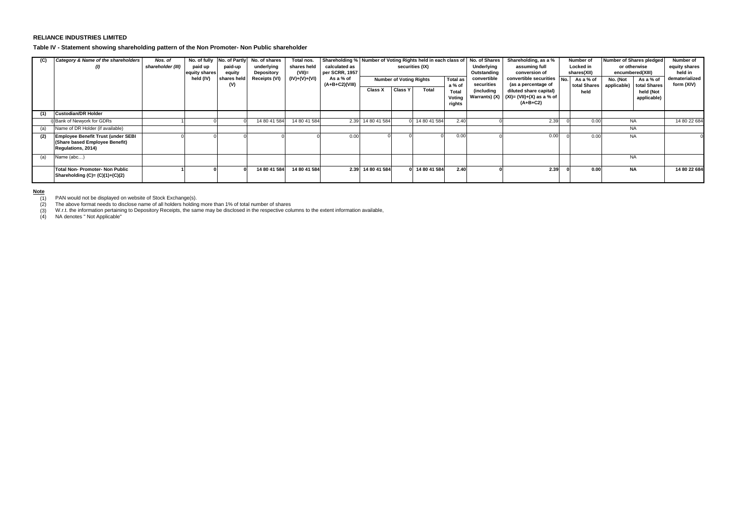**RELIANCE INDUSTRIES LIMITED**

**Table IV - Statement showing shareholding pattern of the Non Promoter- Non Public shareholder**

| (C) | *Category & Name of the shareholders (I)* | *Nos. of shareholder (III)* | No. of fully paid up equity shares held (IV) | No. of Partly paid-up equity shares held (V) | No. of shares underlying Depository Receipts (VI) | Total nos. shares held (VII)= (IV)+(V)+(VI) | Shareholding % calculated as per SCRR, 1957 As a % of (A+B+C2)(VIII) | Number of Voting Rights held in each class of securities (IX) | | | | No. of Shares Underlying Outstanding convertible securities (including Warrants) (X) | Shareholding, as a % assuming full conversion of convertible securities (as a percentage of diluted share capital) (XI)= (VII)+(X) as a % of (A+B+C2) | Number of Locked in shares(XII) | | Number of Shares pledged or otherwise encumbered(XIII) | | Number of equity shares held in dematerialized form (XIV) |
|---|---|---|---|---|---|---|---|---|---|---|---|---|---|---|---|---|---|---|
| | | | | | | | | Number of Voting Rights | | | Total as a % of Total Voting rights | | | No. | As a % of total Shares held | No. (Not applicable) | As a % of total Shares held (Not applicable) | |
| | | | | | | | | Class X | Class Y | Total | | | | | | | | |
| (1) | **Custodian/DR Holder** | | | | | | | | | | | | | | | | | |
| | i) Bank of Newyork for GDRs | 1 | 0 | 0 | 14 80 41 584 | 14 80 41 584 | 2.39 | 14 80 41 584 | 0 | 14 80 41 584 | 2.40 | 0 | 2.39 | 0 | 0.00 | NA | | 14 80 22 684 |
| (a) | Name of DR Holder (if available) | | | | | | | | | | | | | | | NA | | |
| (2) | **Employee Benefit Trust (under SEBI (Share based Employee Benefit) Regulations, 2014)** | 0 | 0 | 0 | 0 | 0 | 0.00 | 0 | 0 | 0 | 0.00 | 0 | 0.00 | 0 | 0.00 | NA | | 0 |
| (a) | Name (abc…) | | | | | | | | | | | | | | | NA | | |
| | **Total Non- Promoter- Non Public Shareholding (C)= (C)(1)+(C)(2)** | **1** | **0** | **0** | **14 80 41 584** | **14 80 41 584** | **2.39** | **14 80 41 584** | **0** | **14 80 41 584** | **2.40** | **0** | **2.39** | **0** | **0.00** | **NA** | | **14 80 22 684** |

**Note**

(1) PAN would not be displayed on website of Stock Exchange(s).

(2) The above format needs to disclose name of all holders holding more than 1% of total number of shares

(3) W.r.t. the information pertaining to Depository Receipts, the same may be disclosed in the respective columns to the extent information available,

(4) NA denotes " Not Applicable"